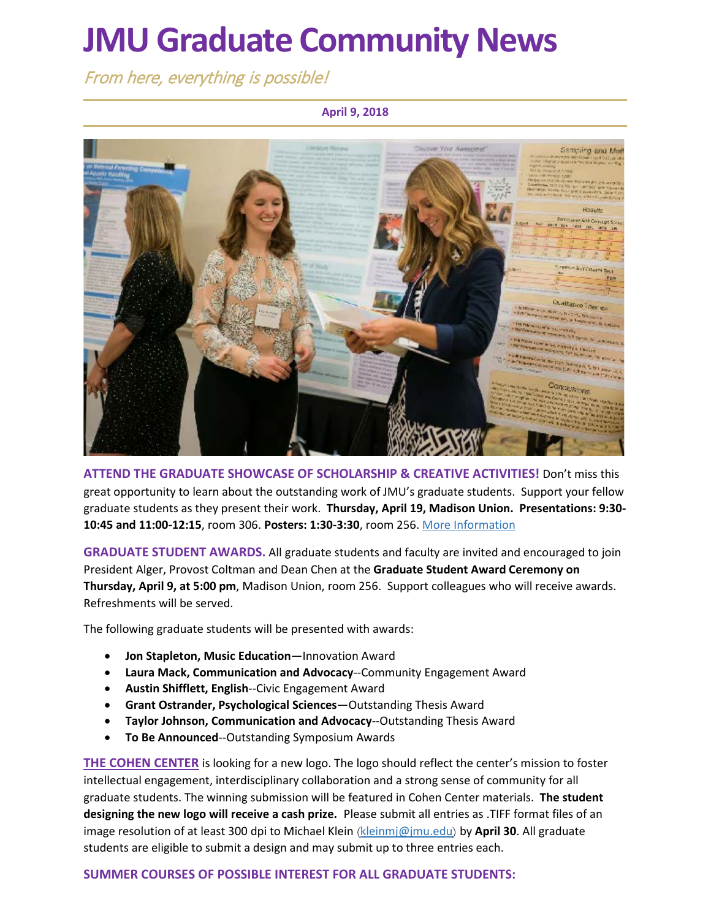# JMU Graduate Community News

*From here, everything is possible!*

**April 9, 2018**

**ATTEND THE GRADUATE SHOWCASE OF SCHOLARSHIP & CREATIVE ACTIVITIES!** Don't miss this great opportunity to learn about the outstanding work of JMU's graduate students. Support your fellow graduate students as they present their work. **Thursday, April 19, Madison Union. Presentations: 9:30-10:45 and 11:00-12:15**, room 306. **Posters: 1:30-3:30**, room 256. More Information

**GRADUATE STUDENT AWARDS.** All graduate students and faculty are invited and encouraged to join President Alger, Provost Coltman and Dean Chen at the **Graduate Student Award Ceremony on Thursday, April 9, at 5:00 pm**, Madison Union, room 256. Support colleagues who will receive awards. Refreshments will be served.

The following graduate students will be presented with awards:

- **Jon Stapleton, Music Education**—Innovation Award
- **Laura Mack, Communication and Advocacy**--Community Engagement Award
- **Austin Shifflett, English**--Civic Engagement Award
- **Grant Ostrander, Psychological Sciences**—Outstanding Thesis Award
- **Taylor Johnson, Communication and Advocacy**--Outstanding Thesis Award
- **To Be Announced**--Outstanding Symposium Awards

**THE COHEN CENTER** is looking for a new logo. The logo should reflect the center's mission to foster intellectual engagement, interdisciplinary collaboration and a strong sense of community for all graduate students. The winning submission will be featured in Cohen Center materials. **The student designing the new logo will receive a cash prize.** Please submit all entries as .TIFF format files of an image resolution of at least 300 dpi to Michael Klein (kleinmj@jmu.edu) by **April 30**. All graduate students are eligible to submit a design and may submit up to three entries each.

**SUMMER COURSES OF POSSIBLE INTEREST FOR ALL GRADUATE STUDENTS:**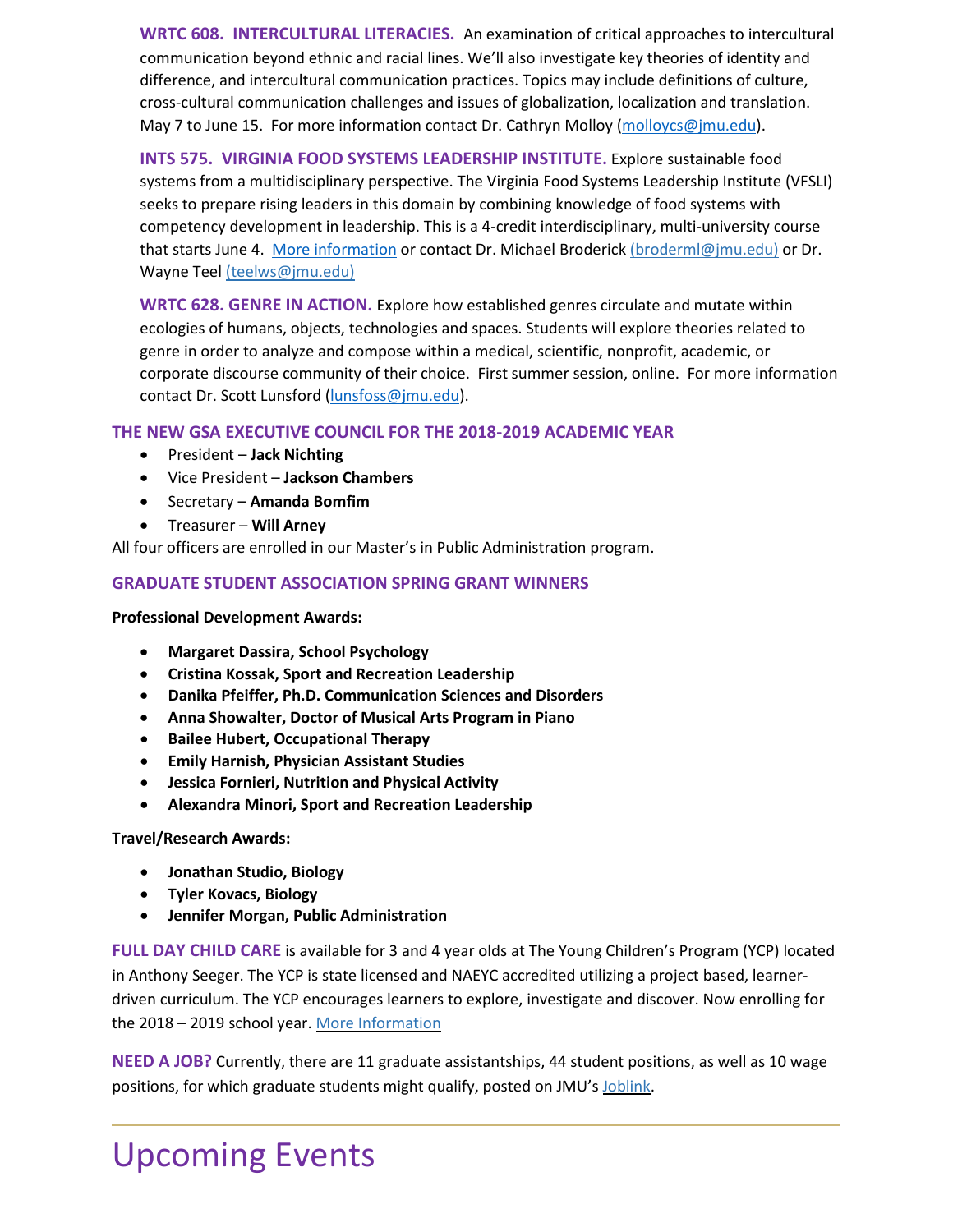**WRTC 608. INTERCULTURAL LITERACIES.** An examination of critical approaches to intercultural communication beyond ethnic and racial lines. We'll also investigate key theories of identity and difference, and intercultural communication practices. Topics may include definitions of culture, cross-cultural communication challenges and issues of globalization, localization and translation. May 7 to June 15. For more information contact Dr. Cathryn Molloy (molloycs@jmu.edu).

**INTS 575. VIRGINIA FOOD SYSTEMS LEADERSHIP INSTITUTE.** Explore sustainable food systems from a multidisciplinary perspective. The Virginia Food Systems Leadership Institute (VFSLI) seeks to prepare rising leaders in this domain by combining knowledge of food systems with competency development in leadership. This is a 4-credit interdisciplinary, multi-university course that starts June 4. More information or contact Dr. Michael Broderick (broderml@jmu.edu) or Dr. Wayne Teel (teelws@jmu.edu)

**WRTC 628. GENRE IN ACTION.** Explore how established genres circulate and mutate within ecologies of humans, objects, technologies and spaces. Students will explore theories related to genre in order to analyze and compose within a medical, scientific, nonprofit, academic, or corporate discourse community of their choice. First summer session, online. For more information contact Dr. Scott Lunsford (lunsfoss@jmu.edu).

## THE NEW GSA EXECUTIVE COUNCIL FOR THE 2018-2019 ACADEMIC YEAR

- President – **Jack Nichting**
- Vice President – **Jackson Chambers**
- Secretary – **Amanda Bomfim**
- Treasurer – **Will Arney**

All four officers are enrolled in our Master's in Public Administration program.

## GRADUATE STUDENT ASSOCIATION SPRING GRANT WINNERS

**Professional Development Awards:**

- **Margaret Dassira, School Psychology**
- **Cristina Kossak, Sport and Recreation Leadership**
- **Danika Pfeiffer, Ph.D. Communication Sciences and Disorders**
- **Anna Showalter, Doctor of Musical Arts Program in Piano**
- **Bailee Hubert, Occupational Therapy**
- **Emily Harnish, Physician Assistant Studies**
- **Jessica Fornieri, Nutrition and Physical Activity**
- **Alexandra Minori, Sport and Recreation Leadership**

**Travel/Research Awards:**

- **Jonathan Studio, Biology**
- **Tyler Kovacs, Biology**
- **Jennifer Morgan, Public Administration**

**FULL DAY CHILD CARE** is available for 3 and 4 year olds at The Young Children's Program (YCP) located in Anthony Seeger. The YCP is state licensed and NAEYC accredited utilizing a project based, learner-driven curriculum. The YCP encourages learners to explore, investigate and discover. Now enrolling for the 2018 – 2019 school year. More Information

**NEED A JOB?** Currently, there are 11 graduate assistantships, 44 student positions, as well as 10 wage positions, for which graduate students might qualify, posted on JMU's Joblink.

---

# Upcoming Events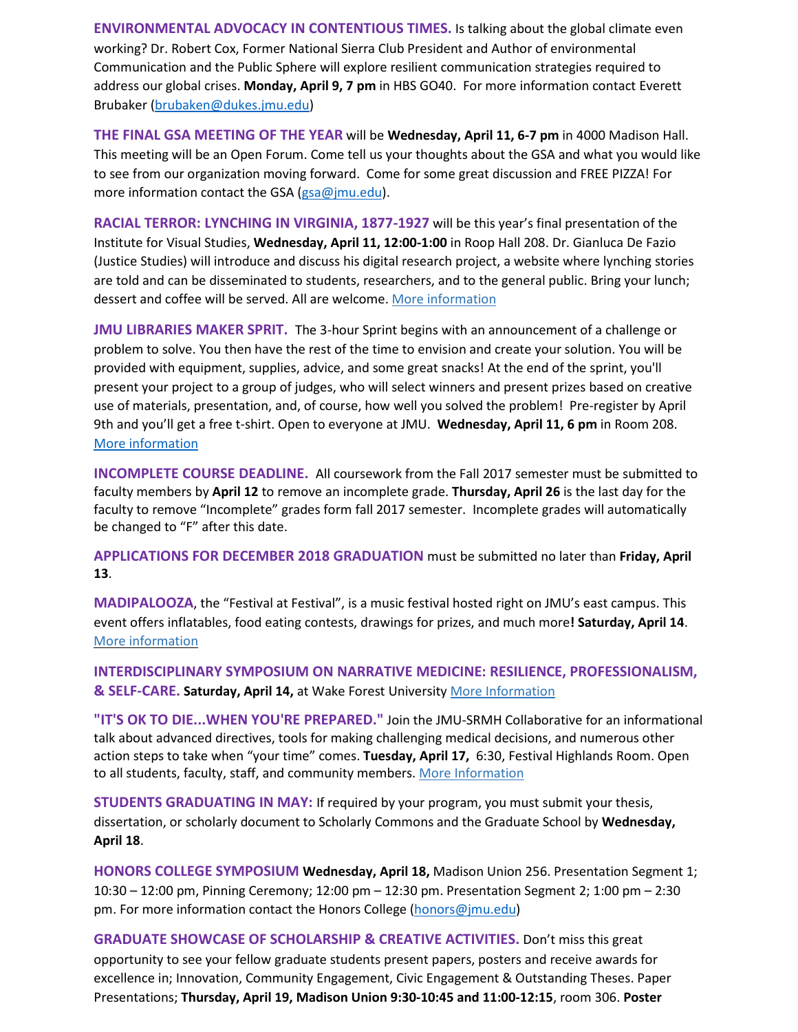**ENVIRONMENTAL ADVOCACY IN CONTENTIOUS TIMES.** Is talking about the global climate even working? Dr. Robert Cox, Former National Sierra Club President and Author of environmental Communication and the Public Sphere will explore resilient communication strategies required to address our global crises. **Monday, April 9, 7 pm** in HBS GO40. For more information contact Everett Brubaker (brubaken@dukes.jmu.edu)

**THE FINAL GSA MEETING OF THE YEAR** will be **Wednesday, April 11, 6-7 pm** in 4000 Madison Hall. This meeting will be an Open Forum. Come tell us your thoughts about the GSA and what you would like to see from our organization moving forward. Come for some great discussion and FREE PIZZA! For more information contact the GSA (gsa@jmu.edu).

**RACIAL TERROR: LYNCHING IN VIRGINIA, 1877-1927** will be this year's final presentation of the Institute for Visual Studies, **Wednesday, April 11, 12:00-1:00** in Roop Hall 208. Dr. Gianluca De Fazio (Justice Studies) will introduce and discuss his digital research project, a website where lynching stories are told and can be disseminated to students, researchers, and to the general public. Bring your lunch; dessert and coffee will be served. All are welcome. More information

**JMU LIBRARIES MAKER SPRIT.** The 3-hour Sprint begins with an announcement of a challenge or problem to solve. You then have the rest of the time to envision and create your solution. You will be provided with equipment, supplies, advice, and some great snacks! At the end of the sprint, you'll present your project to a group of judges, who will select winners and present prizes based on creative use of materials, presentation, and, of course, how well you solved the problem! Pre-register by April 9th and you'll get a free t-shirt. Open to everyone at JMU. **Wednesday, April 11, 6 pm** in Room 208. More information

**INCOMPLETE COURSE DEADLINE.** All coursework from the Fall 2017 semester must be submitted to faculty members by **April 12** to remove an incomplete grade. **Thursday, April 26** is the last day for the faculty to remove "Incomplete" grades form fall 2017 semester. Incomplete grades will automatically be changed to "F" after this date.

**APPLICATIONS FOR DECEMBER 2018 GRADUATION** must be submitted no later than **Friday, April 13**.

**MADIPALOOZA**, the "Festival at Festival", is a music festival hosted right on JMU's east campus. This event offers inflatables, food eating contests, drawings for prizes, and much more**! Saturday, April 14**. More information

**INTERDISCIPLINARY SYMPOSIUM ON NARRATIVE MEDICINE: RESILIENCE, PROFESSIONALISM, & SELF-CARE. Saturday, April 14,** at Wake Forest University More Information

**"IT'S OK TO DIE...WHEN YOU'RE PREPARED."** Join the JMU-SRMH Collaborative for an informational talk about advanced directives, tools for making challenging medical decisions, and numerous other action steps to take when "your time" comes. **Tuesday, April 17,** 6:30, Festival Highlands Room. Open to all students, faculty, staff, and community members. More Information

**STUDENTS GRADUATING IN MAY:** If required by your program, you must submit your thesis, dissertation, or scholarly document to Scholarly Commons and the Graduate School by **Wednesday, April 18**.

**HONORS COLLEGE SYMPOSIUM Wednesday, April 18,** Madison Union 256. Presentation Segment 1; 10:30 – 12:00 pm, Pinning Ceremony; 12:00 pm – 12:30 pm. Presentation Segment 2; 1:00 pm – 2:30 pm. For more information contact the Honors College (honors@jmu.edu)

**GRADUATE SHOWCASE OF SCHOLARSHIP & CREATIVE ACTIVITIES.** Don't miss this great opportunity to see your fellow graduate students present papers, posters and receive awards for excellence in; Innovation, Community Engagement, Civic Engagement & Outstanding Theses. Paper Presentations; **Thursday, April 19, Madison Union 9:30-10:45 and 11:00-12:15**, room 306. **Poster**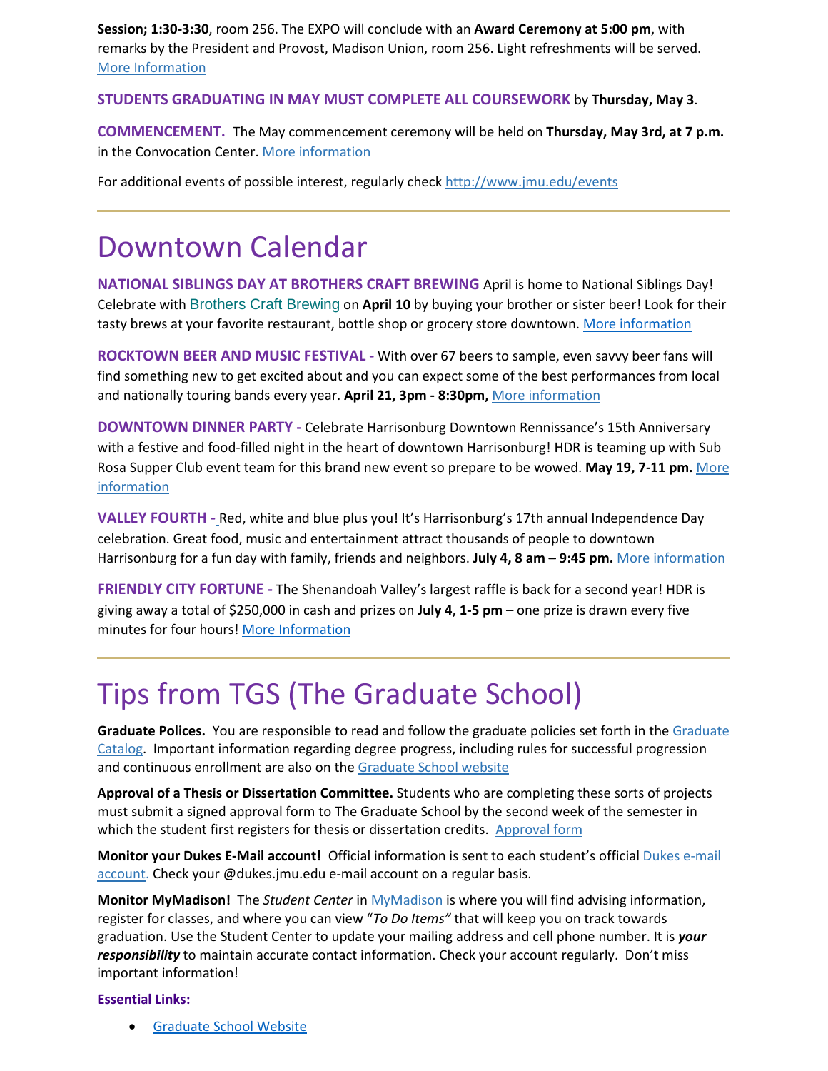**Session; 1:30-3:30**, room 256. The EXPO will conclude with an **Award Ceremony at 5:00 pm**, with remarks by the President and Provost, Madison Union, room 256. Light refreshments will be served. More Information

**STUDENTS GRADUATING IN MAY MUST COMPLETE ALL COURSEWORK** by **Thursday, May 3**.

**COMMENCEMENT.** The May commencement ceremony will be held on **Thursday, May 3rd, at 7 p.m.** in the Convocation Center. More information

For additional events of possible interest, regularly check http://www.jmu.edu/events

---

# Downtown Calendar

**NATIONAL SIBLINGS DAY AT BROTHERS CRAFT BREWING** April is home to National Siblings Day! Celebrate with Brothers Craft Brewing on **April 10** by buying your brother or sister beer! Look for their tasty brews at your favorite restaurant, bottle shop or grocery store downtown. More information

**ROCKTOWN BEER AND MUSIC FESTIVAL -** With over 67 beers to sample, even savvy beer fans will find something new to get excited about and you can expect some of the best performances from local and nationally touring bands every year. **April 21, 3pm - 8:30pm,** More information

**DOWNTOWN DINNER PARTY -** Celebrate Harrisonburg Downtown Rennissance's 15th Anniversary with a festive and food-filled night in the heart of downtown Harrisonburg! HDR is teaming up with Sub Rosa Supper Club event team for this brand new event so prepare to be wowed. **May 19, 7-11 pm.** More information

**VALLEY FOURTH -** Red, white and blue plus you! It's Harrisonburg's 17th annual Independence Day celebration. Great food, music and entertainment attract thousands of people to downtown Harrisonburg for a fun day with family, friends and neighbors. **July 4, 8 am – 9:45 pm.** More information

**FRIENDLY CITY FORTUNE -** The Shenandoah Valley's largest raffle is back for a second year! HDR is giving away a total of $250,000 in cash and prizes on **July 4, 1-5 pm** – one prize is drawn every five minutes for four hours! More Information

---

# Tips from TGS (The Graduate School)

**Graduate Polices.** You are responsible to read and follow the graduate policies set forth in the Graduate Catalog. Important information regarding degree progress, including rules for successful progression and continuous enrollment are also on the Graduate School website

**Approval of a Thesis or Dissertation Committee.** Students who are completing these sorts of projects must submit a signed approval form to The Graduate School by the second week of the semester in which the student first registers for thesis or dissertation credits. Approval form

**Monitor your Dukes E-Mail account!** Official information is sent to each student's official Dukes e-mail account. Check your @dukes.jmu.edu e-mail account on a regular basis.

**Monitor MyMadison!** The *Student Center* in MyMadison is where you will find advising information, register for classes, and where you can view "*To Do Items"* that will keep you on track towards graduation. Use the Student Center to update your mailing address and cell phone number. It is ***your responsibility*** to maintain accurate contact information. Check your account regularly. Don't miss important information!

**Essential Links:**

- Graduate School Website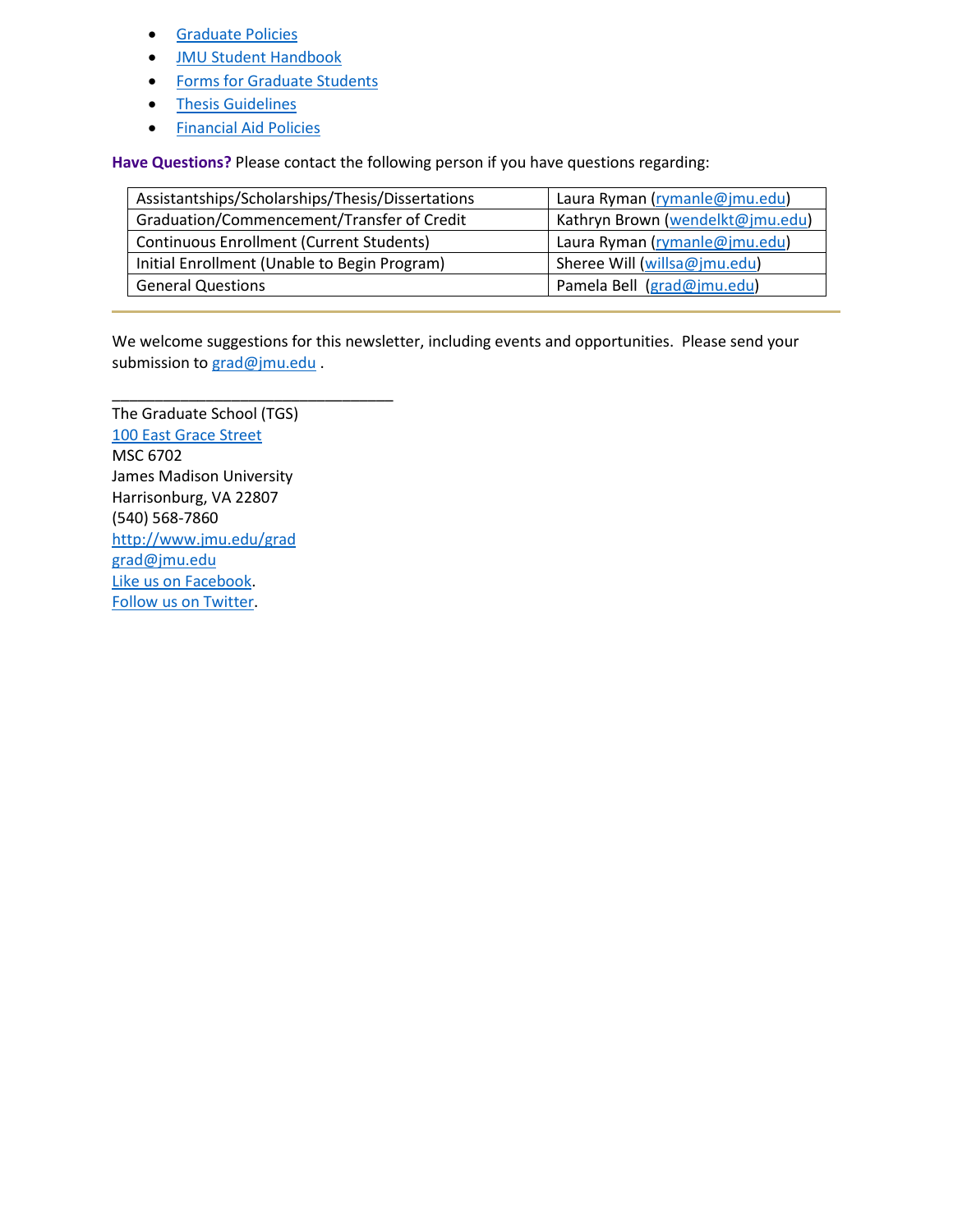- Graduate Policies
- JMU Student Handbook
- Forms for Graduate Students
- Thesis Guidelines
- Financial Aid Policies

**Have Questions?** Please contact the following person if you have questions regarding:

| | |
|---|---|
| Assistantships/Scholarships/Thesis/Dissertations | Laura Ryman (rymanle@jmu.edu) |
| Graduation/Commencement/Transfer of Credit | Kathryn Brown (wendelkt@jmu.edu) |
| Continuous Enrollment (Current Students) | Laura Ryman (rymanle@jmu.edu) |
| Initial Enrollment (Unable to Begin Program) | Sheree Will (willsa@jmu.edu) |
| General Questions | Pamela Bell (grad@jmu.edu) |

---

We welcome suggestions for this newsletter, including events and opportunities. Please send your submission to grad@jmu.edu .

________________________________

The Graduate School (TGS)
100 East Grace Street
MSC 6702
James Madison University
Harrisonburg, VA 22807
(540) 568-7860
http://www.jmu.edu/grad
grad@jmu.edu
Like us on Facebook.
Follow us on Twitter.